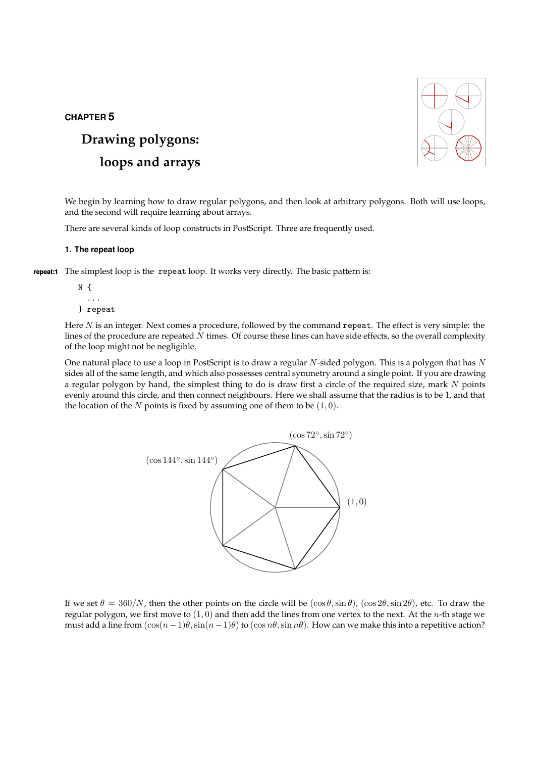**CHAPTER 5**

# Drawing polygons: loops and arrays

We begin by learning how to draw regular polygons, and then look at arbitrary polygons. Both will use loops, and the second will require learning about arrays.

There are several kinds of loop constructs in PostScript. Three are frequently used.

### 1. The repeat loop

**repeat:1** The simplest loop is the `repeat` loop. It works very directly. The basic pattern is:

```
N {
  ...
} repeat
```

Here $N$ is an integer. Next comes a procedure, followed by the command `repeat`. The effect is very simple: the lines of the procedure are repeated $N$ times. Of course these lines can have side effects, so the overall complexity of the loop might not be negligible.

One natural place to use a loop in PostScript is to draw a regular $N$-sided polygon. This is a polygon that has $N$ sides all of the same length, and which also possesses central symmetry around a single point. If you are drawing a regular polygon by hand, the simplest thing to do is draw first a circle of the required size, mark $N$ points evenly around this circle, and then connect neighbours. Here we shall assume that the radius is to be 1, and that the location of the $N$ points is fixed by assuming one of them to be $(1, 0)$.

$(\cos 72°, \sin 72°)$

$(\cos 144°, \sin 144°)$

$(1, 0)$

If we set $\theta = 360/N$, then the other points on the circle will be $(\cos\theta, \sin\theta)$, $(\cos 2\theta, \sin 2\theta)$, etc. To draw the regular polygon, we first move to $(1, 0)$ and then add the lines from one vertex to the next. At the $n$-th stage we must add a line from $(\cos(n-1)\theta, \sin(n-1)\theta)$ to $(\cos n\theta, \sin n\theta)$. How can we make this into a repetitive action?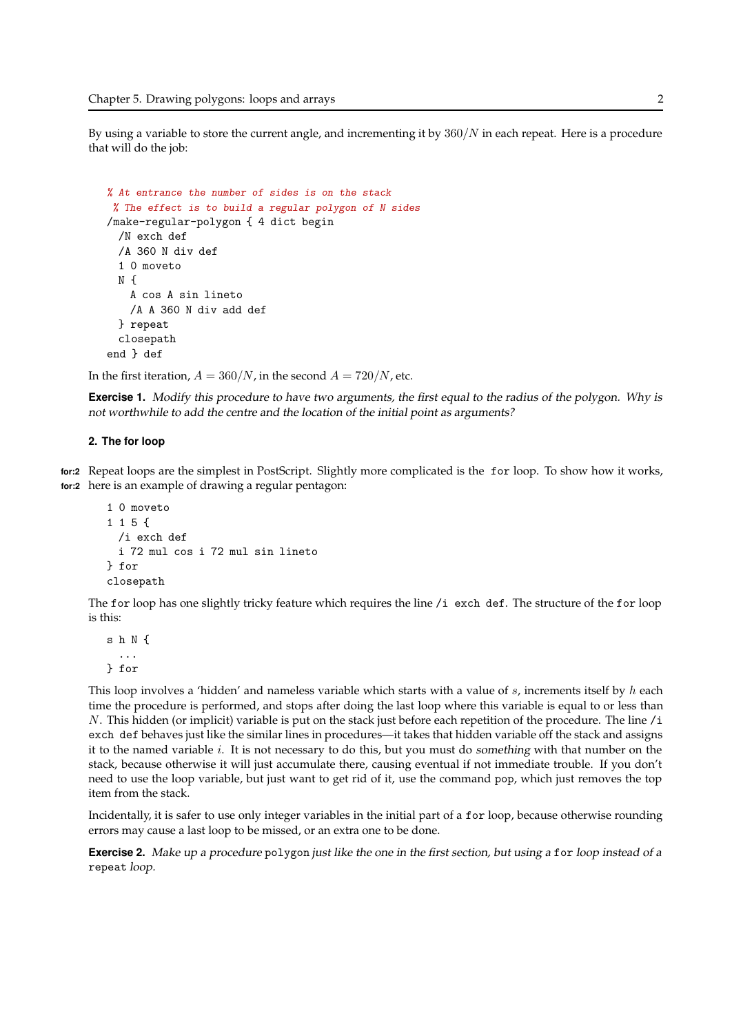By using a variable to store the current angle, and incrementing it by $360/N$ in each repeat. Here is a procedure that will do the job:

```
% At entrance the number of sides is on the stack
 % The effect is to build a regular polygon of N sides
/make-regular-polygon { 4 dict begin
  /N exch def
  /A 360 N div def
  1 0 moveto
  N {
    A cos A sin lineto
    /A A 360 N div add def
  } repeat
  closepath
end } def
```

In the first iteration, $A = 360/N$, in the second $A = 720/N$, etc.

**Exercise 1.** *Modify this procedure to have two arguments, the first equal to the radius of the polygon. Why is not worthwhile to add the centre and the location of the initial point as arguments?*

### 2. The for loop

Repeat loops are the simplest in PostScript. Slightly more complicated is the `for` loop. To show how it works, here is an example of drawing a regular pentagon:

```
1 0 moveto
1 1 5 {
  /i exch def
  i 72 mul cos i 72 mul sin lineto
} for
closepath
```

The `for` loop has one slightly tricky feature which requires the line `/i exch def`. The structure of the `for` loop is this:

```
s h N {
  ...
} for
```

This loop involves a 'hidden' and nameless variable which starts with a value of $s$, increments itself by $h$ each time the procedure is performed, and stops after doing the last loop where this variable is equal to or less than $N$. This hidden (or implicit) variable is put on the stack just before each repetition of the procedure. The line `/i exch def` behaves just like the similar lines in procedures—it takes that hidden variable off the stack and assigns it to the named variable $i$. It is not necessary to do this, but you must do *something* with that number on the stack, because otherwise it will just accumulate there, causing eventual if not immediate trouble. If you don't need to use the loop variable, but just want to get rid of it, use the command `pop`, which just removes the top item from the stack.

Incidentally, it is safer to use only integer variables in the initial part of a `for` loop, because otherwise rounding errors may cause a last loop to be missed, or an extra one to be done.

**Exercise 2.** *Make up a procedure* `polygon` *just like the one in the first section, but using a* `for` *loop instead of a* `repeat` *loop.*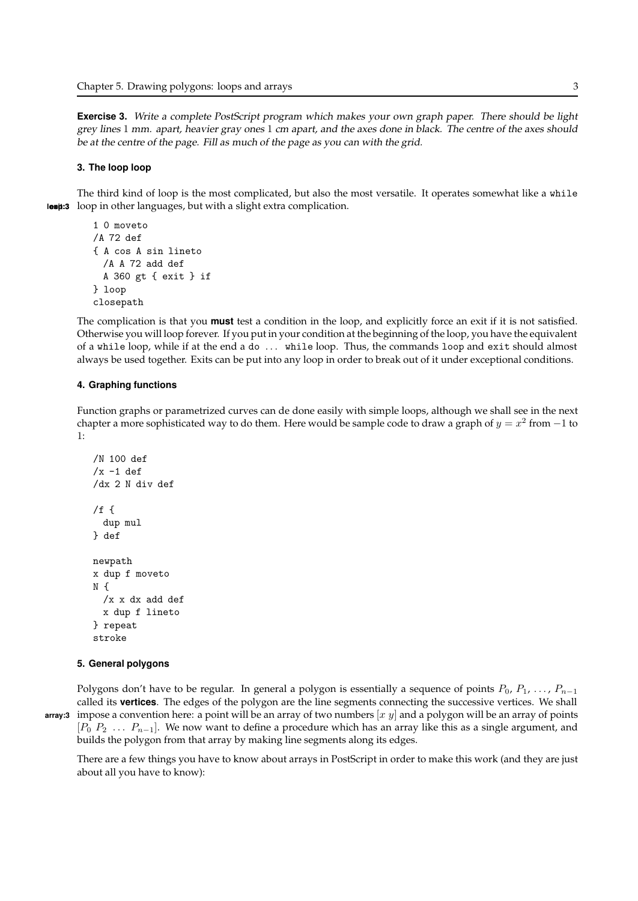**Exercise 3.** *Write a complete PostScript program which makes your own graph paper. There should be light grey lines* 1 *mm. apart, heavier gray ones* 1 *cm apart, and the axes done in black. The centre of the axes should be at the centre of the page. Fill as much of the page as you can with the grid.*

### 3. The loop loop

The third kind of loop is the most complicated, but also the most versatile. It operates somewhat like a `while` loop in other languages, but with a slight extra complication.

```
1 0 moveto
/A 72 def
{ A cos A sin lineto
  /A A 72 add def
  A 360 gt { exit } if
} loop
closepath
```

The complication is that you **must** test a condition in the loop, and explicitly force an exit if it is not satisfied. Otherwise you will loop forever. If you put in your condition at the beginning of the loop, you have the equivalent of a `while` loop, while if at the end a `do ... while` loop. Thus, the commands `loop` and `exit` should almost always be used together. Exits can be put into any loop in order to break out of it under exceptional conditions.

### 4. Graphing functions

Function graphs or parametrized curves can de done easily with simple loops, although we shall see in the next chapter a more sophisticated way to do them. Here would be sample code to draw a graph of $y = x^2$ from $-1$ to 1:

```
/N 100 def
/x -1 def
/dx 2 N div def

/f {
  dup mul
} def

newpath
x dup f moveto
N {
  /x x dx add def
  x dup f lineto
} repeat
stroke
```

### 5. General polygons

Polygons don't have to be regular. In general a polygon is essentially a sequence of points $P_0$, $P_1$, ..., $P_{n-1}$ called its **vertices**. The edges of the polygon are the line segments connecting the successive vertices. We shall impose a convention here: a point will be an array of two numbers $[x\ y]$ and a polygon will be an array of points $[P_0\ P_2\ \ldots\ P_{n-1}]$. We now want to define a procedure which has an array like this as a single argument, and builds the polygon from that array by making line segments along its edges.

There are a few things you have to know about arrays in PostScript in order to make this work (and they are just about all you have to know):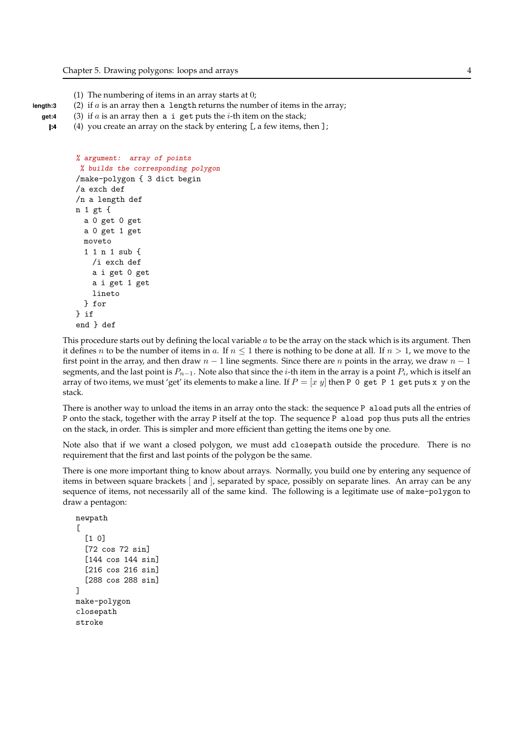(1) The numbering of items in an array starts at $0$;

length:3 (2) if $a$ is an array then `a length` returns the number of items in the array;

get:4 (3) if $a$ is an array then `a i get` puts the $i$-th item on the stack;

[:4 (4) you create an array on the stack by entering `[`, a few items, then `]`;

```
% argument:  array of points
 % builds the corresponding polygon
/make-polygon { 3 dict begin
/a exch def
/n a length def
n 1 gt {
  a 0 get 0 get
  a 0 get 1 get
  moveto
  1 1 n 1 sub {
    /i exch def
    a i get 0 get
    a i get 1 get
    lineto
  } for
} if
end } def
```

This procedure starts out by defining the local variable $a$ to be the array on the stack which is its argument. Then it defines $n$ to be the number of items in $a$. If $n \leq 1$ there is nothing to be done at all. If $n > 1$, we move to the first point in the array, and then draw $n-1$ line segments. Since there are $n$ points in the array, we draw $n-1$ segments, and the last point is $P_{n-1}$. Note also that since the $i$-th item in the array is a point $P_i$, which is itself an array of two items, we must 'get' its elements to make a line. If $P = [x\ y]$ then `P 0 get P 1 get` puts `x y` on the stack.

There is another way to unload the items in an array onto the stack: the sequence `P aload` puts all the entries of `P` onto the stack, together with the array `P` itself at the top. The sequence `P aload pop` thus puts all the entries on the stack, in order. This is simpler and more efficient than getting the items one by one.

Note also that if we want a closed polygon, we must add `closepath` outside the procedure. There is no requirement that the first and last points of the polygon be the same.

There is one more important thing to know about arrays. Normally, you build one by entering any sequence of items in between square brackets [ and ], separated by space, possibly on separate lines. An array can be any sequence of items, not necessarily all of the same kind. The following is a legitimate use of `make-polygon` to draw a pentagon:

```
newpath
[
  [1 0]
  [72 cos 72 sin]
  [144 cos 144 sin]
  [216 cos 216 sin]
  [288 cos 288 sin]
]
make-polygon
closepath
stroke
```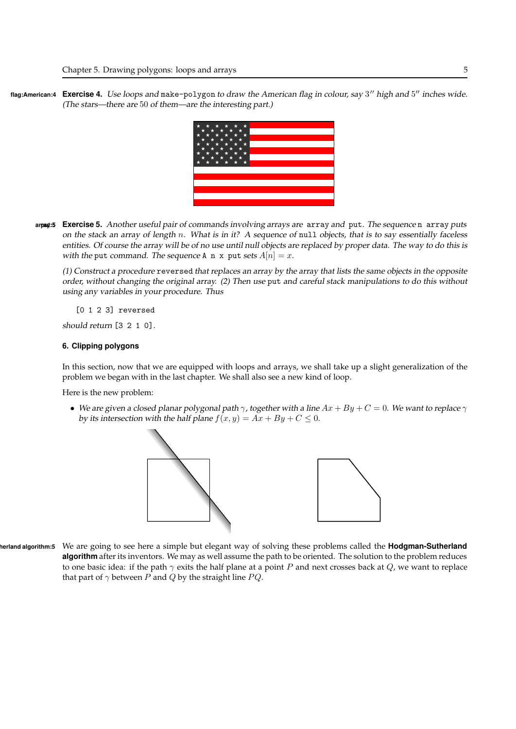**Exercise 4.** *Use loops and* `make-polygon` *to draw the American flag in colour, say* $3''$ *high and* $5''$ *inches wide. (The stars—there are* $50$ *of them—are the interesting part.)*

**Exercise 5.** *Another useful pair of commands involving arrays are* `array` *and* `put`*. The sequence* `n array` *puts on the stack an array of length* $n$*. What is in it? A sequence of* `null` *objects, that is to say essentially faceless entities. Of course the array will be of no use until null objects are replaced by proper data. The way to do this is with the* `put` *command. The sequence* `A n x put` *sets* $A[n] = x$*.*

*(1) Construct a procedure* `reversed` *that replaces an array by the array that lists the same objects in the opposite order, without changing the original array. (2) Then use* `put` *and careful stack manipulations to do this without using any variables in your procedure. Thus*

```
[0 1 2 3] reversed
```

*should return* `[3 2 1 0]`.

### 6. Clipping polygons

In this section, now that we are equipped with loops and arrays, we shall take up a slight generalization of the problem we began with in the last chapter. We shall also see a new kind of loop.

Here is the new problem:

- *We are given a closed planar polygonal path* $\gamma$*, together with a line* $Ax + By + C = 0$*. We want to replace* $\gamma$ *by its intersection with the half plane* $f(x, y) = Ax + By + C \le 0$*.*

We are going to see here a simple but elegant way of solving these problems called the **Hodgman-Sutherland algorithm** after its inventors. We may as well assume the path to be oriented. The solution to the problem reduces to one basic idea: if the path $\gamma$ exits the half plane at a point $P$ and next crosses back at $Q$, we want to replace that part of $\gamma$ between $P$ and $Q$ by the straight line $PQ$.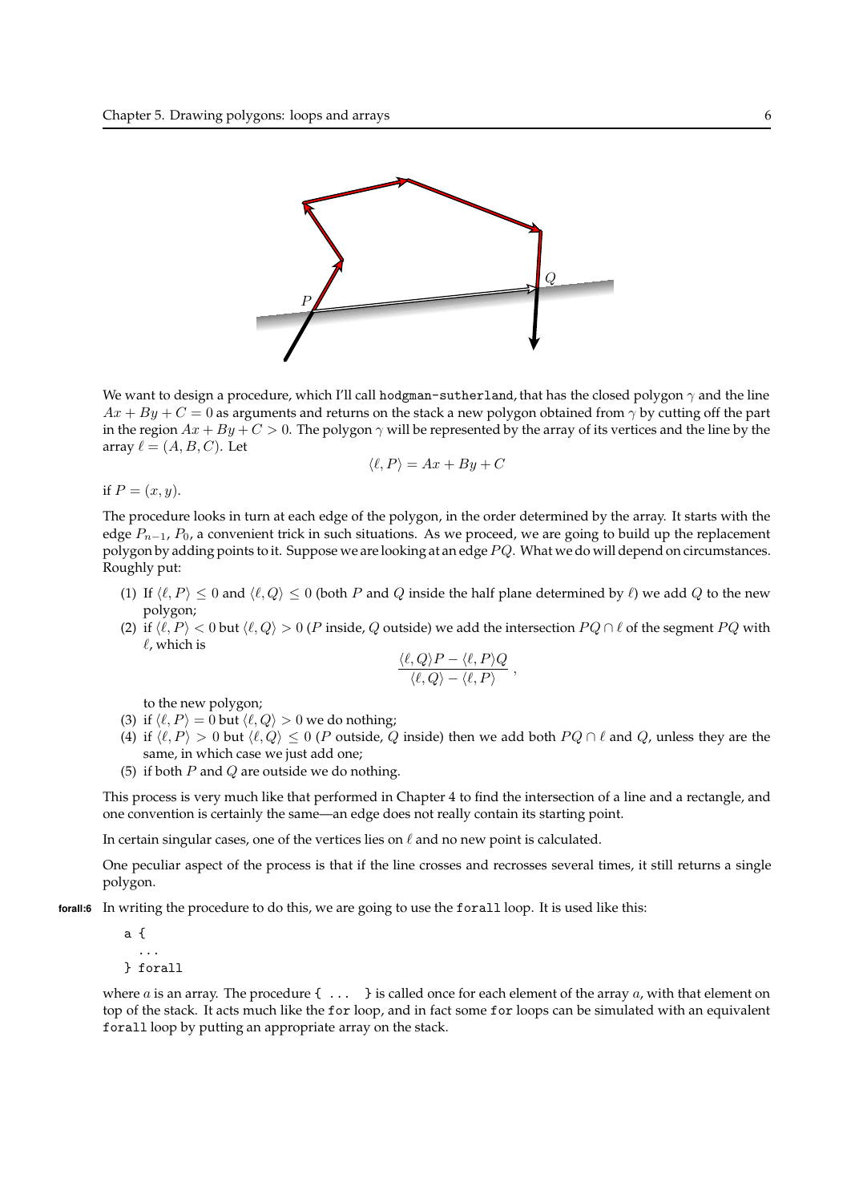We want to design a procedure, which I'll call `hodgman-sutherland`, that has the closed polygon $\gamma$ and the line $Ax + By + C = 0$ as arguments and returns on the stack a new polygon obtained from $\gamma$ by cutting off the part in the region $Ax + By + C > 0$. The polygon $\gamma$ will be represented by the array of its vertices and the line by the array $\ell = (A, B, C)$. Let

$$\langle \ell, P \rangle = Ax + By + C$$

if $P = (x, y)$.

The procedure looks in turn at each edge of the polygon, in the order determined by the array. It starts with the edge $P_{n-1}$, $P_0$, a convenient trick in such situations. As we proceed, we are going to build up the replacement polygon by adding points to it. Suppose we are looking at an edge $PQ$. What we do will depend on circumstances. Roughly put:

(1) If $\langle \ell, P \rangle \le 0$ and $\langle \ell, Q \rangle \le 0$ (both $P$ and $Q$ inside the half plane determined by $\ell$) we add $Q$ to the new polygon;

(2) if $\langle \ell, P \rangle < 0$ but $\langle \ell, Q \rangle > 0$ ($P$ inside, $Q$ outside) we add the intersection $PQ \cap \ell$ of the segment $PQ$ with $\ell$, which is

$$\frac{\langle \ell, Q \rangle P - \langle \ell, P \rangle Q}{\langle \ell, Q \rangle - \langle \ell, P \rangle} ,$$

to the new polygon;

(3) if $\langle \ell, P \rangle = 0$ but $\langle \ell, Q \rangle > 0$ we do nothing;

(4) if $\langle \ell, P \rangle > 0$ but $\langle \ell, Q \rangle \le 0$ ($P$ outside, $Q$ inside) then we add both $PQ \cap \ell$ and $Q$, unless they are the same, in which case we just add one;

(5) if both $P$ and $Q$ are outside we do nothing.

This process is very much like that performed in Chapter 4 to find the intersection of a line and a rectangle, and one convention is certainly the same—an edge does not really contain its starting point.

In certain singular cases, one of the vertices lies on $\ell$ and no new point is calculated.

One peculiar aspect of the process is that if the line crosses and recrosses several times, it still returns a single polygon.

**forall:6** In writing the procedure to do this, we are going to use the `forall` loop. It is used like this:

```
a {
  ...
} forall
```

where $a$ is an array. The procedure `{ ... }` is called once for each element of the array $a$, with that element on top of the stack. It acts much like the `for` loop, and in fact some `for` loops can be simulated with an equivalent `forall` loop by putting an appropriate array on the stack.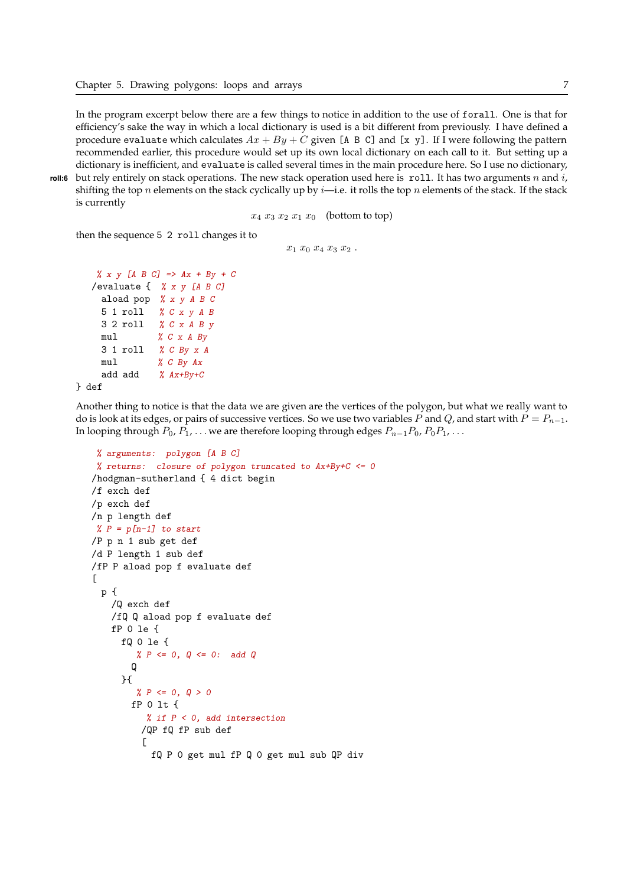In the program excerpt below there are a few things to notice in addition to the use of `forall`. One is that for efficiency's sake the way in which a local dictionary is used is a bit different from previously. I have defined a procedure `evaluate` which calculates $Ax + By + C$ given `[A B C]` and `[x y]`. If I were following the pattern recommended earlier, this procedure would set up its own local dictionary on each call to it. But setting up a dictionary is inefficient, and `evaluate` is called several times in the main procedure here. So I use no dictionary, but rely entirely on stack operations. The new stack operation used here is `roll`. It has two arguments $n$ and $i$, shifting the top $n$ elements on the stack cyclically up by $i$—i.e. it rolls the top $n$ elements of the stack. If the stack is currently

$$x_4\ x_3\ x_2\ x_1\ x_0 \quad \text{(bottom to top)}$$

then the sequence `5 2 roll` changes it to

$$x_1\ x_0\ x_4\ x_3\ x_2\ .$$

```
 % x y [A B C] => Ax + By + C
/evaluate {  % x y [A B C]
  aload pop  % x y A B C
  5 1 roll   % C x y A B
  3 2 roll   % C x A B y
  mul        % C x A By
  3 1 roll   % C By x A
  mul        % C By Ax
  add add    % Ax+By+C
} def
```

Another thing to notice is that the data we are given are the vertices of the polygon, but what we really want to do is look at its edges, or pairs of successive vertices. So we use two variables $P$ and $Q$, and start with $P = P_{n-1}$. In looping through $P_0$, $P_1$, ... we are therefore looping through edges $P_{n-1}P_0$, $P_0P_1$, ...

```
 % arguments:  polygon [A B C]
 % returns:  closure of polygon truncated to Ax+By+C <= 0
/hodgman-sutherland { 4 dict begin
/f exch def
/p exch def
/n p length def
 % P = p[n-1] to start
/P p n 1 sub get def
/d P length 1 sub def
/fP P aload pop f evaluate def
[
  p {
    /Q exch def
    /fQ Q aload pop f evaluate def
    fP 0 le {
      fQ 0 le {
        % P <= 0, Q <= 0:  add Q
        Q
      }{
        % P <= 0, Q > 0
        fP 0 lt {
          % if P < 0, add intersection
          /QP fQ fP sub def
          [
            fQ P 0 get mul fP Q 0 get mul sub QP div
```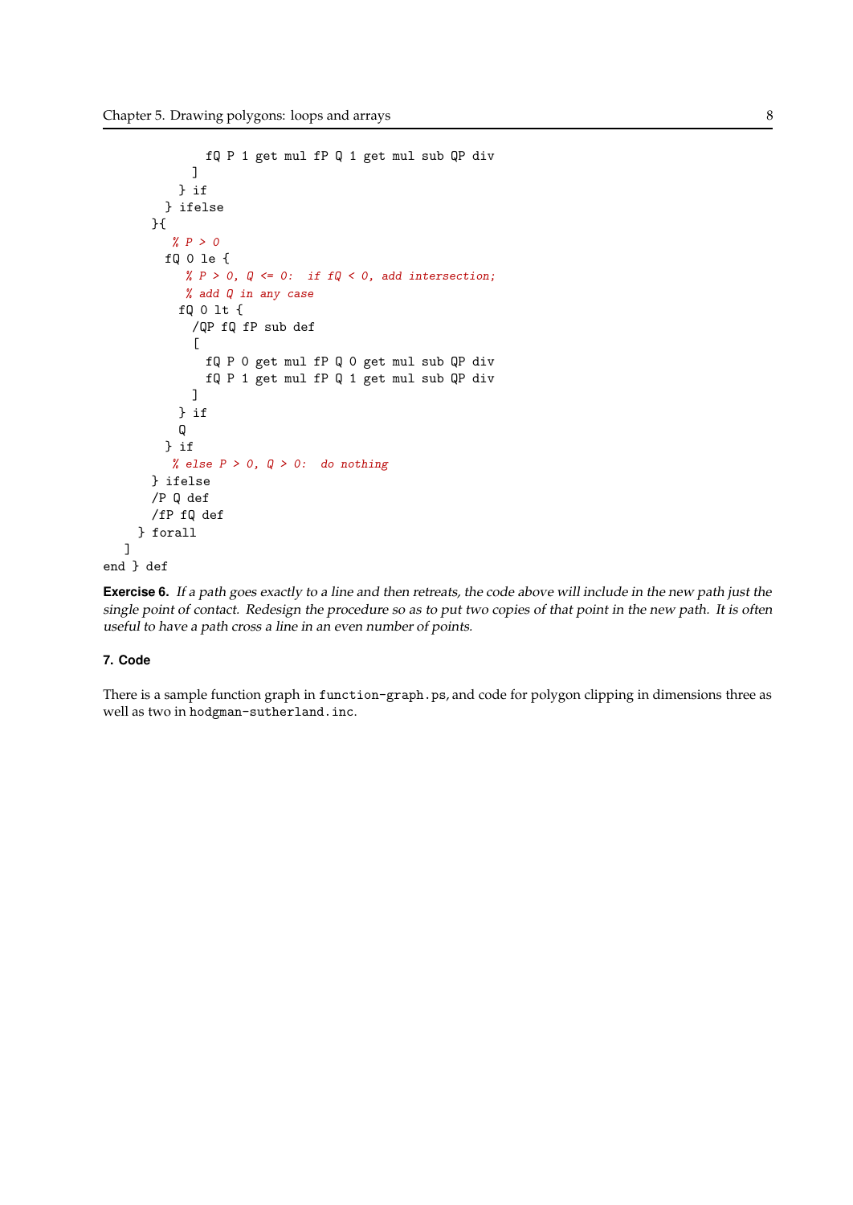```
          fQ P 1 get mul fP Q 1 get mul sub QP div
        ]
      } if
    } ifelse
  }{
    % P > 0
    fQ 0 le {
      % P > 0, Q <= 0:  if fQ < 0, add intersection;
      % add Q in any case
      fQ 0 lt {
        /QP fQ fP sub def
        [
          fQ P 0 get mul fP Q 0 get mul sub QP div
          fQ P 1 get mul fP Q 1 get mul sub QP div
        ]
      } if
      Q
    } if
    % else P > 0, Q > 0:  do nothing
  } ifelse
  /P Q def
  /fP fQ def
 } forall
]
end } def
```

**Exercise 6.** *If a path goes exactly to a line and then retreats, the code above will include in the new path just the single point of contact. Redesign the procedure so as to put two copies of that point in the new path. It is often useful to have a path cross a line in an even number of points.*

### 7. Code

There is a sample function graph in `function-graph.ps`, and code for polygon clipping in dimensions three as well as two in `hodgman-sutherland.inc`.